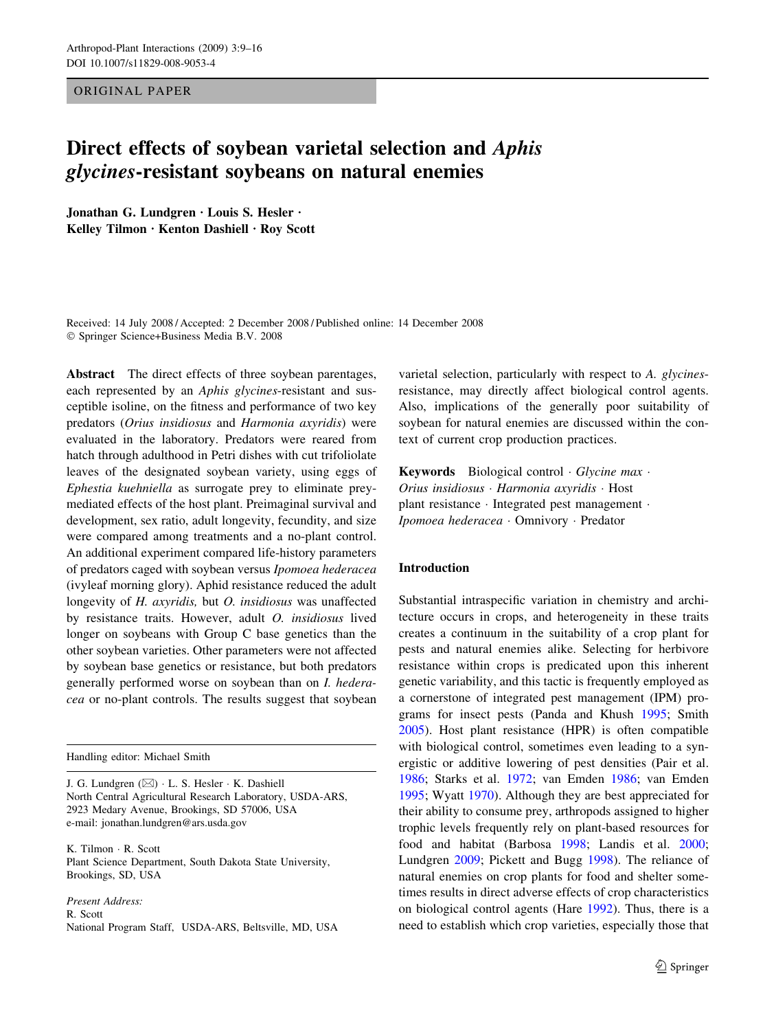ORIGINAL PAPER

# Direct effects of soybean varietal selection and *Aphis glycines*-resistant soybeans on natural enemies

**Jonathan G. Lundgren · Louis S. Hesler · Kelley Tilmon · Kenton Dashiell · Roy Scott**

Received: 14 July 2008 / Accepted: 2 December 2008 / Published online: 14 December 2008
© Springer Science+Business Media B.V. 2008

**Abstract** The direct effects of three soybean parentages, each represented by an *Aphis glycines*-resistant and susceptible isoline, on the fitness and performance of two key predators (*Orius insidiosus* and *Harmonia axyridis*) were evaluated in the laboratory. Predators were reared from hatch through adulthood in Petri dishes with cut trifoliolate leaves of the designated soybean variety, using eggs of *Ephestia kuehniella* as surrogate prey to eliminate prey-mediated effects of the host plant. Preimaginal survival and development, sex ratio, adult longevity, fecundity, and size were compared among treatments and a no-plant control. An additional experiment compared life-history parameters of predators caged with soybean versus *Ipomoea hederacea* (ivyleaf morning glory). Aphid resistance reduced the adult longevity of *H. axyridis,* but *O. insidiosus* was unaffected by resistance traits. However, adult *O. insidiosus* lived longer on soybeans with Group C base genetics than the other soybean varieties. Other parameters were not affected by soybean base genetics or resistance, but both predators generally performed worse on soybean than on *I. hederacea* or no-plant controls. The results suggest that soybean varietal selection, particularly with respect to *A. glycines*-resistance, may directly affect biological control agents. Also, implications of the generally poor suitability of soybean for natural enemies are discussed within the context of current crop production practices.

**Keywords** Biological control · *Glycine max* · *Orius insidiosus* · *Harmonia axyridis* · Host plant resistance · Integrated pest management · *Ipomoea hederacea* · Omnivory · Predator

Handling editor: Michael Smith

J. G. Lundgren (✉) · L. S. Hesler · K. Dashiell
North Central Agricultural Research Laboratory, USDA-ARS, 2923 Medary Avenue, Brookings, SD 57006, USA
e-mail: jonathan.lundgren@ars.usda.gov

K. Tilmon · R. Scott
Plant Science Department, South Dakota State University, Brookings, SD, USA

*Present Address:*
R. Scott
National Program Staff, USDA-ARS, Beltsville, MD, USA

## Introduction

Substantial intraspecific variation in chemistry and architecture occurs in crops, and heterogeneity in these traits creates a continuum in the suitability of a crop plant for pests and natural enemies alike. Selecting for herbivore resistance within crops is predicated upon this inherent genetic variability, and this tactic is frequently employed as a cornerstone of integrated pest management (IPM) programs for insect pests (Panda and Khush 1995; Smith 2005). Host plant resistance (HPR) is often compatible with biological control, sometimes even leading to a synergistic or additive lowering of pest densities (Pair et al. 1986; Starks et al. 1972; van Emden 1986; van Emden 1995; Wyatt 1970). Although they are best appreciated for their ability to consume prey, arthropods assigned to higher trophic levels frequently rely on plant-based resources for food and habitat (Barbosa 1998; Landis et al. 2000; Lundgren 2009; Pickett and Bugg 1998). The reliance of natural enemies on crop plants for food and shelter sometimes results in direct adverse effects of crop characteristics on biological control agents (Hare 1992). Thus, there is a need to establish which crop varieties, especially those that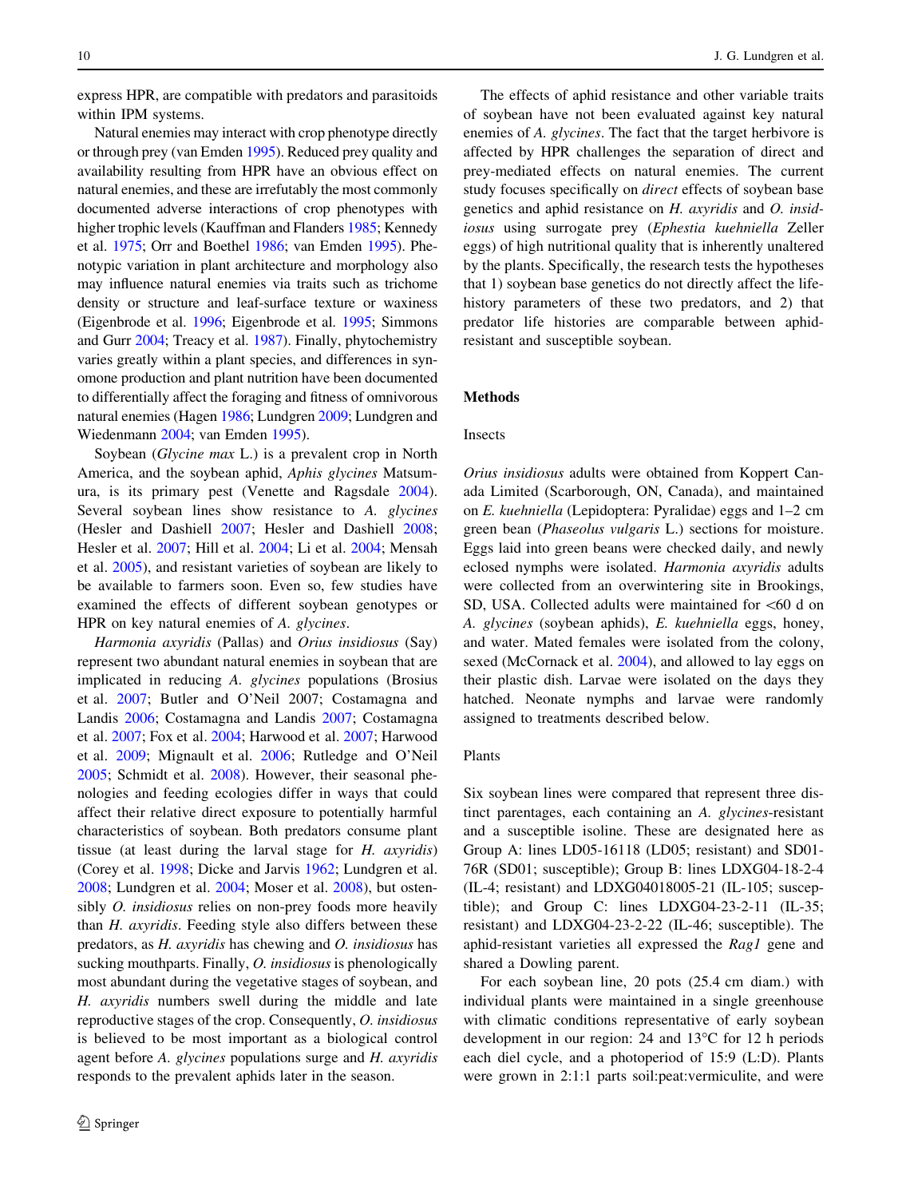express HPR, are compatible with predators and parasitoids within IPM systems.

Natural enemies may interact with crop phenotype directly or through prey (van Emden 1995). Reduced prey quality and availability resulting from HPR have an obvious effect on natural enemies, and these are irrefutably the most commonly documented adverse interactions of crop phenotypes with higher trophic levels (Kauffman and Flanders 1985; Kennedy et al. 1975; Orr and Boethel 1986; van Emden 1995). Phenotypic variation in plant architecture and morphology also may influence natural enemies via traits such as trichome density or structure and leaf-surface texture or waxiness (Eigenbrode et al. 1996; Eigenbrode et al. 1995; Simmons and Gurr 2004; Treacy et al. 1987). Finally, phytochemistry varies greatly within a plant species, and differences in synomone production and plant nutrition have been documented to differentially affect the foraging and fitness of omnivorous natural enemies (Hagen 1986; Lundgren 2009; Lundgren and Wiedenmann 2004; van Emden 1995).

Soybean (*Glycine max* L.) is a prevalent crop in North America, and the soybean aphid, *Aphis glycines* Matsumura, is its primary pest (Venette and Ragsdale 2004). Several soybean lines show resistance to *A. glycines* (Hesler and Dashiell 2007; Hesler and Dashiell 2008; Hesler et al. 2007; Hill et al. 2004; Li et al. 2004; Mensah et al. 2005), and resistant varieties of soybean are likely to be available to farmers soon. Even so, few studies have examined the effects of different soybean genotypes or HPR on key natural enemies of *A. glycines*.

*Harmonia axyridis* (Pallas) and *Orius insidiosus* (Say) represent two abundant natural enemies in soybean that are implicated in reducing *A. glycines* populations (Brosius et al. 2007; Butler and O'Neil 2007; Costamagna and Landis 2006; Costamagna and Landis 2007; Costamagna et al. 2007; Fox et al. 2004; Harwood et al. 2007; Harwood et al. 2009; Mignault et al. 2006; Rutledge and O'Neil 2005; Schmidt et al. 2008). However, their seasonal phenologies and feeding ecologies differ in ways that could affect their relative direct exposure to potentially harmful plant characteristics of soybean. Both predators consume plant tissue (at least during the larval stage for *H. axyridis*) (Corey et al. 1998; Dicke and Jarvis 1962; Lundgren et al. 2008; Lundgren et al. 2004; Moser et al. 2008), but ostensibly *O. insidiosus* relies on non-prey foods more heavily than *H. axyridis*. Feeding style also differs between these predators, as *H. axyridis* has chewing and *O. insidiosus* has sucking mouthparts. Finally, *O. insidiosus* is phenologically most abundant during the vegetative stages of soybean, and *H. axyridis* numbers swell during the middle and late reproductive stages of the crop. Consequently, *O. insidiosus* is believed to be most important as a biological control agent before *A. glycines* populations surge and *H. axyridis* responds to the prevalent aphids later in the season.

The effects of aphid resistance and other variable traits of soybean have not been evaluated against key natural enemies of *A. glycines*. The fact that the target herbivore is affected by HPR challenges the separation of direct and prey-mediated effects on natural enemies. The current study focuses specifically on *direct* effects of soybean base genetics and aphid resistance on *H. axyridis* and *O. insidiosus* using surrogate prey (*Ephestia kuehniella* Zeller eggs) of high nutritional quality that is inherently unaltered by the plants. Specifically, the research tests the hypotheses that 1) soybean base genetics do not directly affect the life-history parameters of these two predators, and 2) that predator life histories are comparable between aphid-resistant and susceptible soybean.

## Methods

### Insects

*Orius insidiosus* adults were obtained from Koppert Canada Limited (Scarborough, ON, Canada), and maintained on *E. kuehniella* (Lepidoptera: Pyralidae) eggs and 1–2 cm green bean (*Phaseolus vulgaris* L.) sections for moisture. Eggs laid into green beans were checked daily, and newly eclosed nymphs were isolated. *Harmonia axyridis* adults were collected from an overwintering site in Brookings, SD, USA. Collected adults were maintained for <60 d on *A. glycines* (soybean aphids), *E. kuehniella* eggs, honey, and water. Mated females were isolated from the colony, sexed (McCornack et al. 2004), and allowed to lay eggs on their plastic dish. Larvae were isolated on the days they hatched. Neonate nymphs and larvae were randomly assigned to treatments described below.

### Plants

Six soybean lines were compared that represent three distinct parentages, each containing an *A. glycines*-resistant and a susceptible isoline. These are designated here as Group A: lines LD05-16118 (LD05; resistant) and SD01-76R (SD01; susceptible); Group B: lines LDXG04-18-2-4 (IL-4; resistant) and LDXG04018005-21 (IL-105; susceptible); and Group C: lines LDXG04-23-2-11 (IL-35; resistant) and LDXG04-23-2-22 (IL-46; susceptible). The aphid-resistant varieties all expressed the *Rag1* gene and shared a Dowling parent.

For each soybean line, 20 pots (25.4 cm diam.) with individual plants were maintained in a single greenhouse with climatic conditions representative of early soybean development in our region: 24 and 13°C for 12 h periods each diel cycle, and a photoperiod of 15:9 (L:D). Plants were grown in 2:1:1 parts soil:peat:vermiculite, and were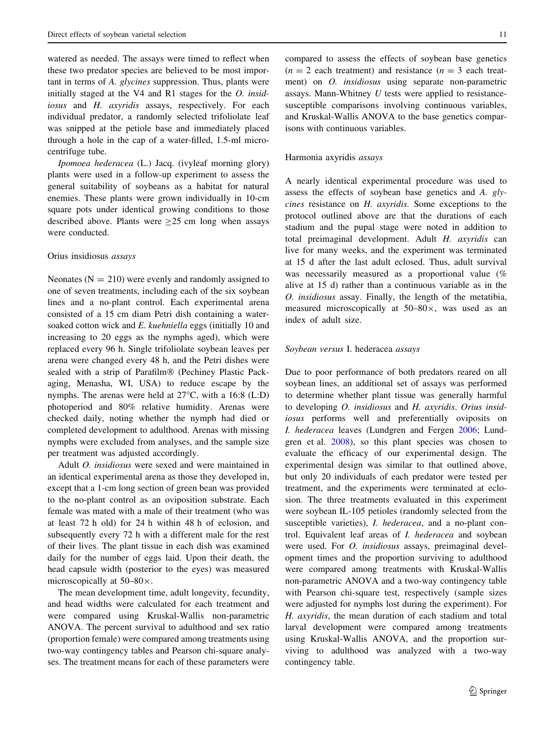watered as needed. The assays were timed to reflect when these two predator species are believed to be most important in terms of *A. glycines* suppression. Thus, plants were initially staged at the V4 and R1 stages for the *O. insidiosus* and *H. axyridis* assays, respectively. For each individual predator, a randomly selected trifoliolate leaf was snipped at the petiole base and immediately placed through a hole in the cap of a water-filled, 1.5-ml microcentrifuge tube.

*Ipomoea hederacea* (L.) Jacq. (ivyleaf morning glory) plants were used in a follow-up experiment to assess the general suitability of soybeans as a habitat for natural enemies. These plants were grown individually in 10-cm square pots under identical growing conditions to those described above. Plants were ≥25 cm long when assays were conducted.

### Orius insidiosus *assays*

Neonates (N = 210) were evenly and randomly assigned to one of seven treatments, including each of the six soybean lines and a no-plant control. Each experimental arena consisted of a 15 cm diam Petri dish containing a water-soaked cotton wick and *E. kuehniella* eggs (initially 10 and increasing to 20 eggs as the nymphs aged), which were replaced every 96 h. Single trifoliolate soybean leaves per arena were changed every 48 h, and the Petri dishes were sealed with a strip of Parafilm® (Pechiney Plastic Packaging, Menasha, WI, USA) to reduce escape by the nymphs. The arenas were held at 27°C, with a 16:8 (L:D) photoperiod and 80% relative humidity. Arenas were checked daily, noting whether the nymph had died or completed development to adulthood. Arenas with missing nymphs were excluded from analyses, and the sample size per treatment was adjusted accordingly.

Adult *O. insidiosus* were sexed and were maintained in an identical experimental arena as those they developed in, except that a 1-cm long section of green bean was provided to the no-plant control as an oviposition substrate. Each female was mated with a male of their treatment (who was at least 72 h old) for 24 h within 48 h of eclosion, and subsequently every 72 h with a different male for the rest of their lives. The plant tissue in each dish was examined daily for the number of eggs laid. Upon their death, the head capsule width (posterior to the eyes) was measured microscopically at 50–80×.

The mean development time, adult longevity, fecundity, and head widths were calculated for each treatment and were compared using Kruskal-Wallis non-parametric ANOVA. The percent survival to adulthood and sex ratio (proportion female) were compared among treatments using two-way contingency tables and Pearson chi-square analyses. The treatment means for each of these parameters were compared to assess the effects of soybean base genetics ($n = 2$ each treatment) and resistance ($n = 3$ each treatment) on *O. insidiosus* using separate non-parametric assays. Mann-Whitney *U* tests were applied to resistance-susceptible comparisons involving continuous variables, and Kruskal-Wallis ANOVA to the base genetics comparisons with continuous variables.

### Harmonia axyridis *assays*

A nearly identical experimental procedure was used to assess the effects of soybean base genetics and *A. glycines* resistance on *H. axyridis.* Some exceptions to the protocol outlined above are that the durations of each stadium and the pupal stage were noted in addition to total preimaginal development. Adult *H. axyridis* can live for many weeks, and the experiment was terminated at 15 d after the last adult eclosed. Thus, adult survival was necessarily measured as a proportional value (% alive at 15 d) rather than a continuous variable as in the *O. insidiosus* assay. Finally, the length of the metatibia, measured microscopically at 50–80×, was used as an index of adult size.

### *Soybean versus* I. hederacea *assays*

Due to poor performance of both predators reared on all soybean lines, an additional set of assays was performed to determine whether plant tissue was generally harmful to developing *O. insidiosus* and *H. axyridis*. *Orius insidiosus* performs well and preferentially oviposits on *I. hederacea* leaves (Lundgren and Fergen 2006; Lundgren et al. 2008), so this plant species was chosen to evaluate the efficacy of our experimental design. The experimental design was similar to that outlined above, but only 20 individuals of each predator were tested per treatment, and the experiments were terminated at eclosion. The three treatments evaluated in this experiment were soybean IL-105 petioles (randomly selected from the susceptible varieties), *I. hederacea*, and a no-plant control. Equivalent leaf areas of *I. hederacea* and soybean were used. For *O. insidiosus* assays, preimaginal development times and the proportion surviving to adulthood were compared among treatments with Kruskal-Wallis non-parametric ANOVA and a two-way contingency table with Pearson chi-square test, respectively (sample sizes were adjusted for nymphs lost during the experiment). For *H. axyridis*, the mean duration of each stadium and total larval development were compared among treatments using Kruskal-Wallis ANOVA, and the proportion surviving to adulthood was analyzed with a two-way contingency table.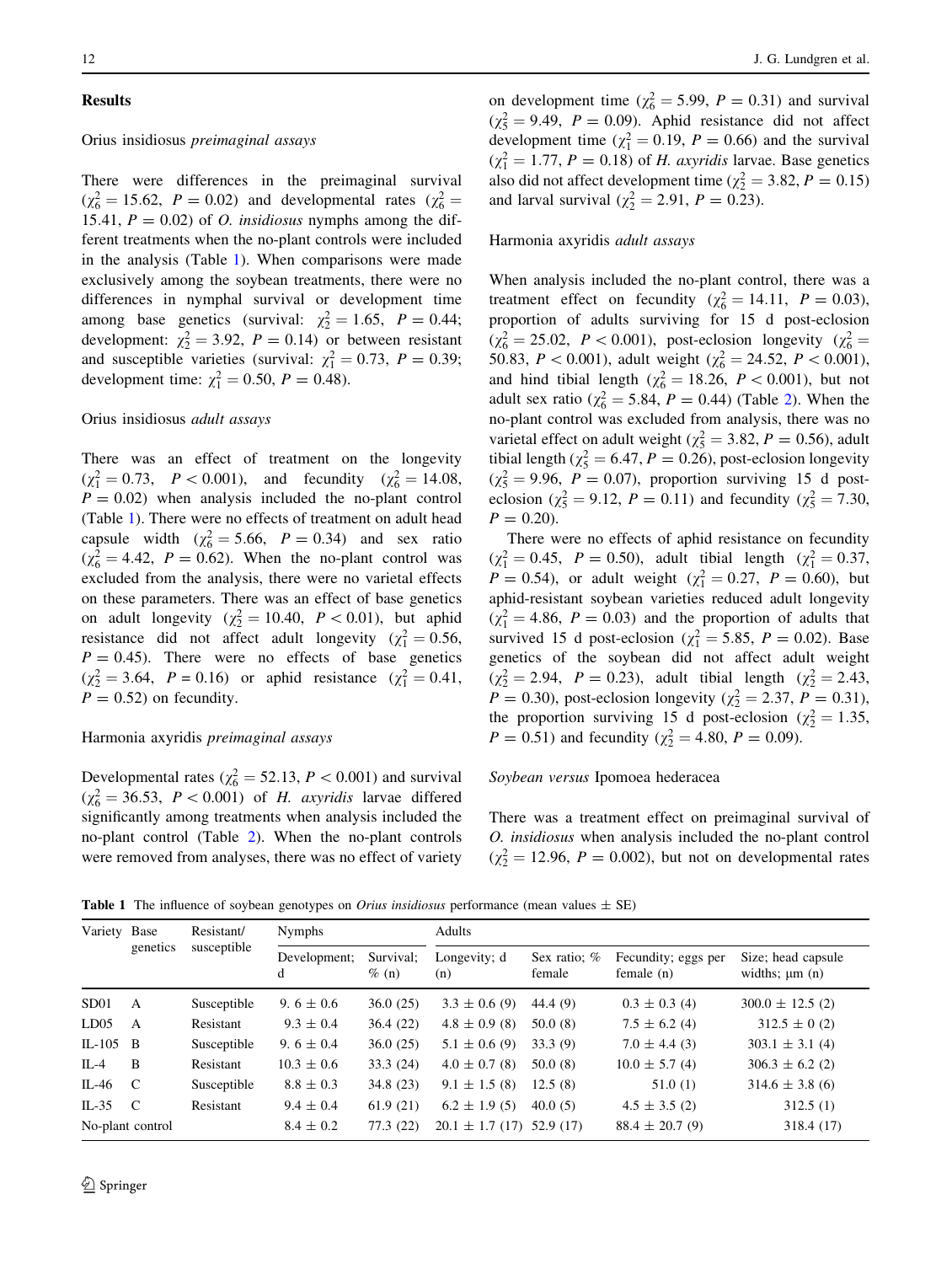## Results

### Orius insidiosus *preimaginal assays*

There were differences in the preimaginal survival ($\chi^2_6 = 15.62$, $P = 0.02$) and developmental rates ($\chi^2_6 = 15.41$, $P = 0.02$) of *O. insidiosus* nymphs among the different treatments when the no-plant controls were included in the analysis (Table 1). When comparisons were made exclusively among the soybean treatments, there were no differences in nymphal survival or development time among base genetics (survival: $\chi^2_2 = 1.65$, $P = 0.44$; development: $\chi^2_2 = 3.92$, $P = 0.14$) or between resistant and susceptible varieties (survival: $\chi^2_1 = 0.73$, $P = 0.39$; development time: $\chi^2_1 = 0.50$, $P = 0.48$).

### Orius insidiosus *adult assays*

There was an effect of treatment on the longevity ($\chi^2_1 = 0.73$, $P < 0.001$), and fecundity ($\chi^2_6 = 14.08$, $P = 0.02$) when analysis included the no-plant control (Table 1). There were no effects of treatment on adult head capsule width ($\chi^2_6 = 5.66$, $P = 0.34$) and sex ratio ($\chi^2_6 = 4.42$, $P = 0.62$). When the no-plant control was excluded from the analysis, there were no varietal effects on these parameters. There was an effect of base genetics on adult longevity ($\chi^2_2 = 10.40$, $P < 0.01$), but aphid resistance did not affect adult longevity ($\chi^2_1 = 0.56$, $P = 0.45$). There were no effects of base genetics ($\chi^2_2 = 3.64$, $P = 0.16$) or aphid resistance ($\chi^2_1 = 0.41$, $P = 0.52$) on fecundity.

### Harmonia axyridis *preimaginal assays*

Developmental rates ($\chi^2_6 = 52.13$, $P < 0.001$) and survival ($\chi^2_6 = 36.53$, $P < 0.001$) of *H. axyridis* larvae differed significantly among treatments when analysis included the no-plant control (Table 2). When the no-plant controls were removed from analyses, there was no effect of variety on development time ($\chi^2_6 = 5.99$, $P = 0.31$) and survival ($\chi^2_5 = 9.49$, $P = 0.09$). Aphid resistance did not affect development time ($\chi^2_1 = 0.19$, $P = 0.66$) and the survival ($\chi^2_1 = 1.77$, $P = 0.18$) of *H. axyridis* larvae. Base genetics also did not affect development time ($\chi^2_2 = 3.82$, $P = 0.15$) and larval survival ($\chi^2_2 = 2.91$, $P = 0.23$).

### Harmonia axyridis *adult assays*

When analysis included the no-plant control, there was a treatment effect on fecundity ($\chi^2_6 = 14.11$, $P = 0.03$), proportion of adults surviving for 15 d post-eclosion ($\chi^2_6 = 25.02$, $P < 0.001$), post-eclosion longevity ($\chi^2_6 = 50.83$, $P < 0.001$), adult weight ($\chi^2_6 = 24.52$, $P < 0.001$), and hind tibial length ($\chi^2_6 = 18.26$, $P < 0.001$), but not adult sex ratio ($\chi^2_6 = 5.84$, $P = 0.44$) (Table 2). When the no-plant control was excluded from analysis, there was no varietal effect on adult weight ($\chi^2_5 = 3.82$, $P = 0.56$), adult tibial length ($\chi^2_5 = 6.47$, $P = 0.26$), post-eclosion longevity ($\chi^2_5 = 9.96$, $P = 0.07$), proportion surviving 15 d post-eclosion ($\chi^2_5 = 9.12$, $P = 0.11$) and fecundity ($\chi^2_5 = 7.30$, $P = 0.20$).

There were no effects of aphid resistance on fecundity ($\chi^2_1 = 0.45$, $P = 0.50$), adult tibial length ($\chi^2_1 = 0.37$, $P = 0.54$), or adult weight ($\chi^2_1 = 0.27$, $P = 0.60$), but aphid-resistant soybean varieties reduced adult longevity ($\chi^2_1 = 4.86$, $P = 0.03$) and the proportion of adults that survived 15 d post-eclosion ($\chi^2_1 = 5.85$, $P = 0.02$). Base genetics of the soybean did not affect adult weight ($\chi^2_2 = 2.94$, $P = 0.23$), adult tibial length ($\chi^2_2 = 2.43$, $P = 0.30$), post-eclosion longevity ($\chi^2_2 = 2.37$, $P = 0.31$), the proportion surviving 15 d post-eclosion ($\chi^2_2 = 1.35$, $P = 0.51$) and fecundity ($\chi^2_2 = 4.80$, $P = 0.09$).

### *Soybean versus* Ipomoea hederacea

There was a treatment effect on preimaginal survival of *O. insidiosus* when analysis included the no-plant control ($\chi^2_2 = 12.96$, $P = 0.002$), but not on developmental rates

**Table 1** The influence of soybean genotypes on *Orius insidiosus* performance (mean values ± SE)

| Variety | Base genetics | Resistant/ susceptible | Nymphs | | Adults | | | |
|---|---|---|---|---|---|---|---|---|
| | | | Development; d | Survival; % (n) | Longevity; d (n) | Sex ratio; % female | Fecundity; eggs per female (n) | Size; head capsule widths; μm (n) |
| SD01 | A | Susceptible | 9. 6 ± 0.6 | 36.0 (25) | 3.3 ± 0.6 (9) | 44.4 (9) | 0.3 ± 0.3 (4) | 300.0 ± 12.5 (2) |
| LD05 | A | Resistant | 9.3 ± 0.4 | 36.4 (22) | 4.8 ± 0.9 (8) | 50.0 (8) | 7.5 ± 6.2 (4) | 312.5 ± 0 (2) |
| IL-105 | B | Susceptible | 9. 6 ± 0.4 | 36.0 (25) | 5.1 ± 0.6 (9) | 33.3 (9) | 7.0 ± 4.4 (3) | 303.1 ± 3.1 (4) |
| IL-4 | B | Resistant | 10.3 ± 0.6 | 33.3 (24) | 4.0 ± 0.7 (8) | 50.0 (8) | 10.0 ± 5.7 (4) | 306.3 ± 6.2 (2) |
| IL-46 | C | Susceptible | 8.8 ± 0.3 | 34.8 (23) | 9.1 ± 1.5 (8) | 12.5 (8) | 51.0 (1) | 314.6 ± 3.8 (6) |
| IL-35 | C | Resistant | 9.4 ± 0.4 | 61.9 (21) | 6.2 ± 1.9 (5) | 40.0 (5) | 4.5 ± 3.5 (2) | 312.5 (1) |
| No-plant control | | | 8.4 ± 0.2 | 77.3 (22) | 20.1 ± 1.7 (17) | 52.9 (17) | 88.4 ± 20.7 (9) | 318.4 (17) |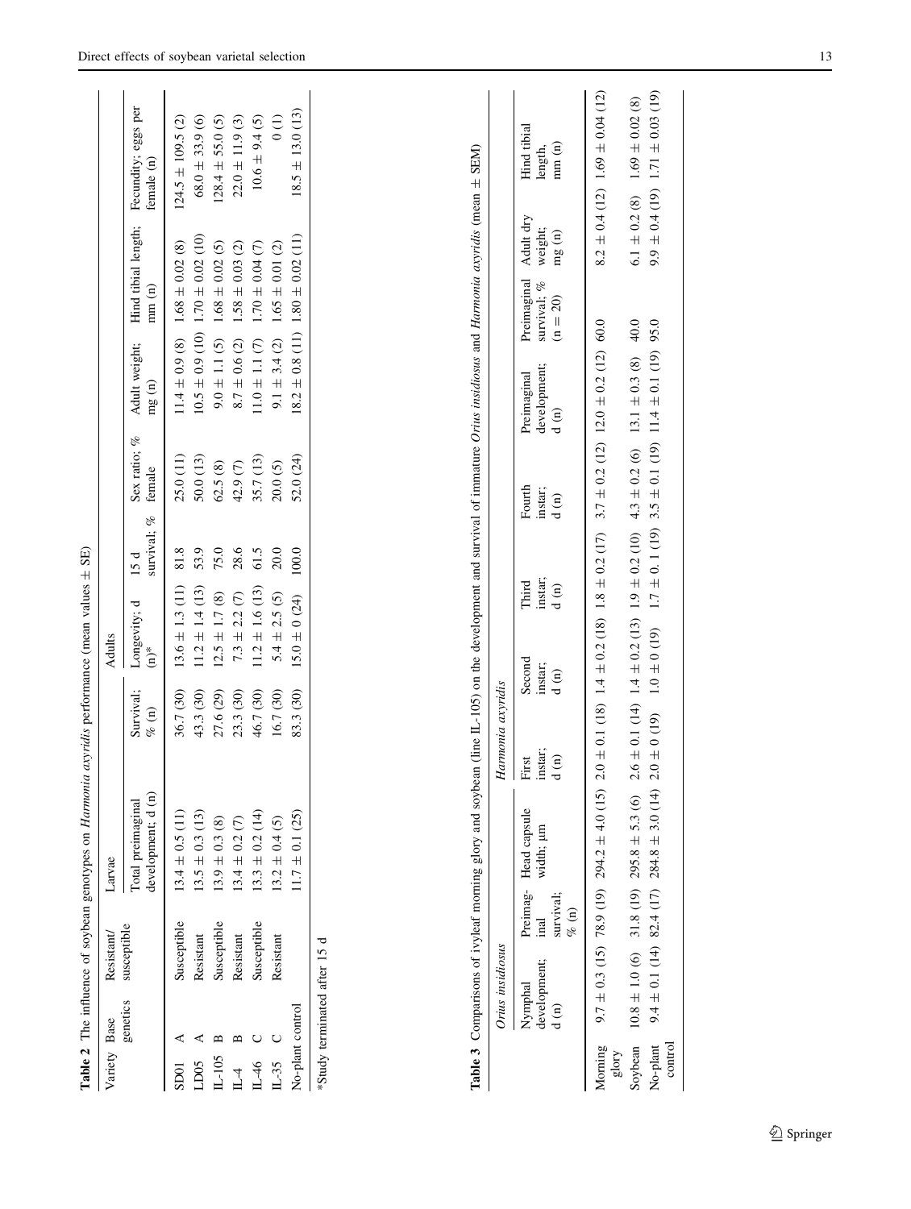**Table 2** The influence of soybean genotypes on *Harmonia axyridis* performance (mean values ± SE)

| Variety | Base genetics | Resistant/susceptible | Larvae | | Adults | | | | | |
|---|---|---|---|---|---|---|---|---|---|---|
| | | | Total preimaginal development; d (n) | Survival; % (n) | Longevity; d (n)* | 15 d survival; % | Sex ratio; % female | Adult weight; mg (n) | Hind tibial length; mm (n) | Fecundity; eggs per female (n) |
| SD01 | A | Susceptible | 13.4 ± 0.5 (11) | 36.7 (30) | 13.6 ± 1.3 (11) | 81.8 | 25.0 (11) | 11.4 ± 0.9 (8) | 1.68 ± 0.02 (8) | 124.5 ± 109.5 (2) |
| LD05 | A | Resistant | 13.5 ± 0.3 (13) | 43.3 (30) | 11.2 ± 1.4 (13) | 53.9 | 50.0 (13) | 10.5 ± 0.9 (10) | 1.70 ± 0.02 (10) | 68.0 ± 33.9 (6) |
| IL-105 | B | Susceptible | 13.9 ± 0.3 (8) | 27.6 (29) | 12.5 ± 1.7 (8) | 75.0 | 62.5 (8) | 9.0 ± 1.1 (5) | 1.68 ± 0.02 (5) | 128.4 ± 55.0 (5) |
| IL_4 | B | Resistant | 13.4 ± 0.2 (7) | 23.3 (30) | 7.3 ± 2.2 (7) | 28.6 | 42.9 (7) | 8.7 ± 0.6 (2) | 1.58 ± 0.03 (2) | 22.0 ± 11.9 (3) |
| IL_46 | C | Susceptible | 13.3 ± 0.2 (14) | 46.7 (30) | 11.2 ± 1.6 (13) | 61.5 | 35.7 (13) | 11.0 ± 1.1 (7) | 1.70 ± 0.04 (7) | 10.6 ± 9.4 (5) |
| IL_35 | C | Resistant | 13.2 ± 0.4 (5) | 16.7 (30) | 5.4 ± 2.5 (5) | 20.0 | 20.0 (5) | 9.1 ± 3.4 (2) | 1.65 ± 0.01 (2) | 0 (1) |
| No-plant control | | | 11.7 ± 0.1 (25) | 83.3 (30) | 15.0 ± 0 (24) | 100.0 | 52.0 (24) | 18.2 ± 0.8 (11) | 1.80 ± 0.02 (11) | 18.5 ± 13.0 (13) |

*Study terminated after 15 d

**Table 3** Comparisons of ivyleaf morning glory and soybean (line IL-105) on the development and survival of immature *Orius insidiosus* and *Harmonia axyridis* (mean ± SEM)

| | *Orius insidiosus* | | | *Harmonia axyridis* | | | | | | | |
|---|---|---|---|---|---|---|---|---|---|---|---|
| | Nymphal development; d (n) | Preimaginal survival; % (n) | Head capsule width; µm | First instar; d (n) | Second instar; d (n) | Third instar; d (n) | Fourth instar; d (n) | Preimaginal development; d (n) | Preimaginal survival; % (n = 20) | Adult dry weight; mg (n) | Hind tibial length, mm (n) |
| Morning glory | 9.7 ± 0.3 (15) | 78.9 (19) | 294.2 ± 4.0 (15) | 2.0 ± 0.1 (18) | 1.4 ± 0.2 (18) | 1.8 ± 0.2 (17) | 3.7 ± 0.2 (12) | 12.0 ± 0.2 (12) | 60.0 | 8.2 ± 0.4 (12) | 1.69 ± 0.04 (12) |
| Soybean | 10.8 ± 1.0 (6) | 31.8 (19) | 295.8 ± 5.3 (6) | 2.6 ± 0.1 (14) | 1.4 ± 0.2 (13) | 1.9 ± 0.2 (10) | 4.3 ± 0.2 (6) | 13.1 ± 0.3 (8) | 40.0 | 6.1 ± 0.2 (8) | 1.69 ± 0.02 (8) |
| No-plant control | 9.4 ± 0.1 (14) | 82.4 (17) | 284.8 ± 3.0 (14) | 2.0 ± 0 (19) | 1.0 ± 0 (19) | 1.7 ± 0. 1 (19) | 3.5 ± 0.1 (19) | 11.4 ± 0.1 (19) | 95.0 | 9.9 ± 0.4 (19) | 1.71 ± 0.03 (19) |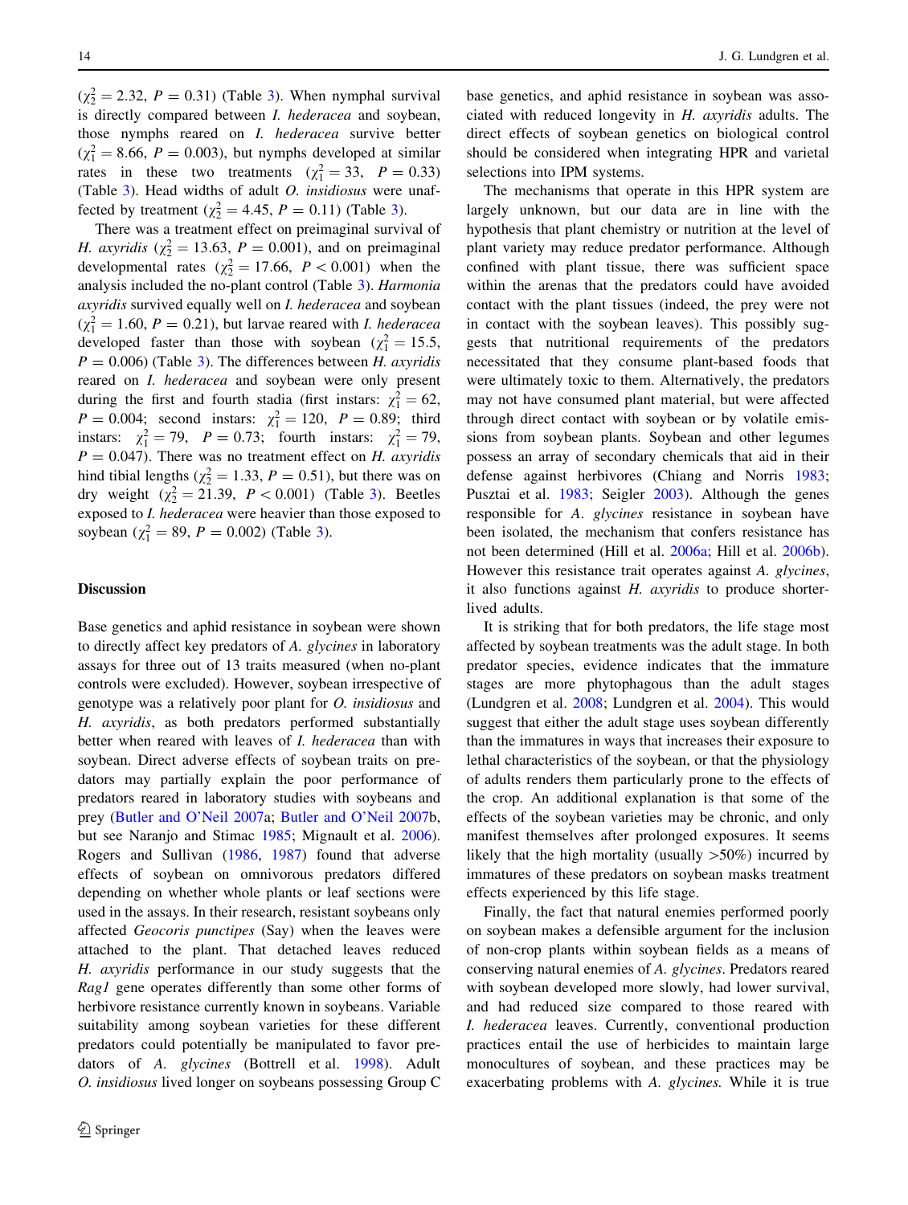($\chi^2_2 = 2.32$, $P = 0.31$) (Table 3). When nymphal survival is directly compared between *I. hederacea* and soybean, those nymphs reared on *I. hederacea* survive better ($\chi^2_1 = 8.66$, $P = 0.003$), but nymphs developed at similar rates in these two treatments ($\chi^2_1 = 33$, $P = 0.33$) (Table 3). Head widths of adult *O. insidiosus* were unaffected by treatment ($\chi^2_2 = 4.45$, $P = 0.11$) (Table 3).

There was a treatment effect on preimaginal survival of *H. axyridis* ($\chi^2_2 = 13.63$, $P = 0.001$), and on preimaginal developmental rates ($\chi^2_2 = 17.66$, $P < 0.001$) when the analysis included the no-plant control (Table 3). *Harmonia axyridis* survived equally well on *I. hederacea* and soybean ($\chi^2_1 = 1.60$, $P = 0.21$), but larvae reared with *I. hederacea* developed faster than those with soybean ($\chi^2_1 = 15.5$, $P = 0.006$) (Table 3). The differences between *H. axyridis* reared on *I. hederacea* and soybean were only present during the first and fourth stadia (first instars: $\chi^2_1 = 62$, $P = 0.004$; second instars: $\chi^2_1 = 120$, $P = 0.89$; third instars: $\chi^2_1 = 79$, $P = 0.73$; fourth instars: $\chi^2_1 = 79$, $P = 0.047$). There was no treatment effect on *H. axyridis* hind tibial lengths ($\chi^2_2 = 1.33$, $P = 0.51$), but there was on dry weight ($\chi^2_2 = 21.39$, $P < 0.001$) (Table 3). Beetles exposed to *I. hederacea* were heavier than those exposed to soybean ($\chi^2_1 = 89$, $P = 0.002$) (Table 3).

## Discussion

Base genetics and aphid resistance in soybean were shown to directly affect key predators of *A. glycines* in laboratory assays for three out of 13 traits measured (when no-plant controls were excluded). However, soybean irrespective of genotype was a relatively poor plant for *O. insidiosus* and *H. axyridis*, as both predators performed substantially better when reared with leaves of *I. hederacea* than with soybean. Direct adverse effects of soybean traits on predators may partially explain the poor performance of predators reared in laboratory studies with soybeans and prey (Butler and O'Neil 2007a; Butler and O'Neil 2007b, but see Naranjo and Stimac 1985; Mignault et al. 2006). Rogers and Sullivan (1986, 1987) found that adverse effects of soybean on omnivorous predators differed depending on whether whole plants or leaf sections were used in the assays. In their research, resistant soybeans only affected *Geocoris punctipes* (Say) when the leaves were attached to the plant. That detached leaves reduced *H. axyridis* performance in our study suggests that the *Rag1* gene operates differently than some other forms of herbivore resistance currently known in soybeans. Variable suitability among soybean varieties for these different predators could potentially be manipulated to favor predators of *A. glycines* (Bottrell et al. 1998). Adult *O. insidiosus* lived longer on soybeans possessing Group C base genetics, and aphid resistance in soybean was associated with reduced longevity in *H. axyridis* adults. The direct effects of soybean genetics on biological control should be considered when integrating HPR and varietal selections into IPM systems.

The mechanisms that operate in this HPR system are largely unknown, but our data are in line with the hypothesis that plant chemistry or nutrition at the level of plant variety may reduce predator performance. Although confined with plant tissue, there was sufficient space within the arenas that the predators could have avoided contact with the plant tissues (indeed, the prey were not in contact with the soybean leaves). This possibly suggests that nutritional requirements of the predators necessitated that they consume plant-based foods that were ultimately toxic to them. Alternatively, the predators may not have consumed plant material, but were affected through direct contact with soybean or by volatile emissions from soybean plants. Soybean and other legumes possess an array of secondary chemicals that aid in their defense against herbivores (Chiang and Norris 1983; Pusztai et al. 1983; Seigler 2003). Although the genes responsible for *A. glycines* resistance in soybean have been isolated, the mechanism that confers resistance has not been determined (Hill et al. 2006a; Hill et al. 2006b). However this resistance trait operates against *A. glycines*, it also functions against *H. axyridis* to produce shorter-lived adults.

It is striking that for both predators, the life stage most affected by soybean treatments was the adult stage. In both predator species, evidence indicates that the immature stages are more phytophagous than the adult stages (Lundgren et al. 2008; Lundgren et al. 2004). This would suggest that either the adult stage uses soybean differently than the immatures in ways that increases their exposure to lethal characteristics of the soybean, or that the physiology of adults renders them particularly prone to the effects of the crop. An additional explanation is that some of the effects of the soybean varieties may be chronic, and only manifest themselves after prolonged exposures. It seems likely that the high mortality (usually >50%) incurred by immatures of these predators on soybean masks treatment effects experienced by this life stage.

Finally, the fact that natural enemies performed poorly on soybean makes a defensible argument for the inclusion of non-crop plants within soybean fields as a means of conserving natural enemies of *A. glycines*. Predators reared with soybean developed more slowly, had lower survival, and had reduced size compared to those reared with *I. hederacea* leaves. Currently, conventional production practices entail the use of herbicides to maintain large monocultures of soybean, and these practices may be exacerbating problems with *A. glycines*. While it is true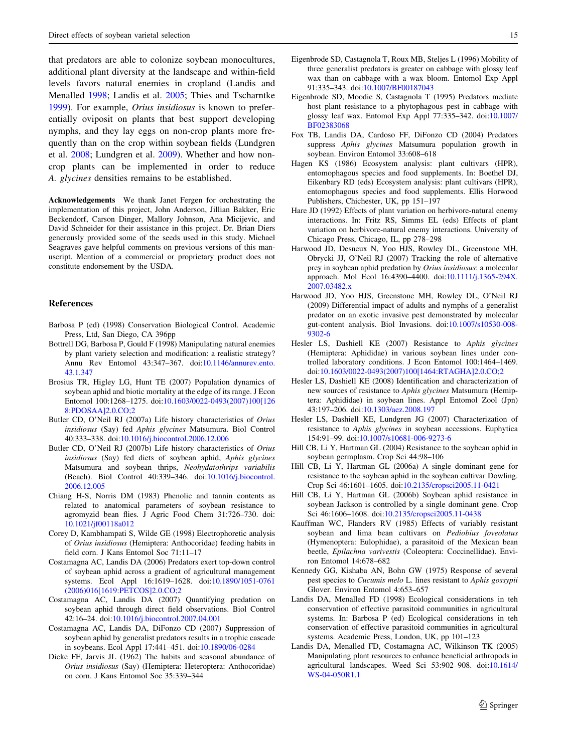that predators are able to colonize soybean monocultures, additional plant diversity at the landscape and within-field levels favors natural enemies in cropland (Landis and Menalled 1998; Landis et al. 2005; Thies and Tscharntke 1999). For example, *Orius insidiosus* is known to preferentially oviposit on plants that best support developing nymphs, and they lay eggs on non-crop plants more frequently than on the crop within soybean fields (Lundgren et al. 2008; Lundgren et al. 2009). Whether and how non-crop plants can be implemented in order to reduce *A. glycines* densities remains to be established.

**Acknowledgements** We thank Janet Fergen for orchestrating the implementation of this project, John Anderson, Jillian Bakker, Eric Beckendorf, Carson Dinger, Mallory Johnson, Ana Micijevic, and David Schneider for their assistance in this project. Dr. Brian Diers generously provided some of the seeds used in this study. Michael Seagraves gave helpful comments on previous versions of this manuscript. Mention of a commercial or proprietary product does not constitute endorsement by the USDA.

## References

Barbosa P (ed) (1998) Conservation Biological Control. Academic Press, Ltd, San Diego, CA 396pp

Bottrell DG, Barbosa P, Gould F (1998) Manipulating natural enemies by plant variety selection and modification: a realistic strategy? Annu Rev Entomol 43:347–367. doi:10.1146/annurev.ento.43.1.347

Brosius TR, Higley LG, Hunt TE (2007) Population dynamics of soybean aphid and biotic mortality at the edge of its range. J Econ Entomol 100:1268–1275. doi:10.1603/0022-0493(2007)100[1268:PDOSAA]2.0.CO;2

Butler CD, O'Neil RJ (2007a) Life history characteristics of *Orius insidiosus* (Say) fed *Aphis glycines* Matsumura. Biol Control 40:333–338. doi:10.1016/j.biocontrol.2006.12.006

Butler CD, O'Neil RJ (2007b) Life history characteristics of *Orius insidiosus* (Say) fed diets of soybean aphid, *Aphis glycines* Matsumura and soybean thrips, *Neohydatothrips variabilis* (Beach). Biol Control 40:339–346. doi:10.1016/j.biocontrol.2006.12.005

Chiang H-S, Norris DM (1983) Phenolic and tannin contents as related to anatomical parameters of soybean resistance to agromyzid bean flies. J Agric Food Chem 31:726–730. doi:10.1021/jf00118a012

Corey D, Kambhampati S, Wilde GE (1998) Electrophoretic analysis of *Orius insidiosus* (Hemiptera: Anthocoridae) feeding habits in field corn. J Kans Entomol Soc 71:11–17

Costamagna AC, Landis DA (2006) Predators exert top-down control of soybean aphid across a gradient of agricultural management systems. Ecol Appl 16:1619–1628. doi:10.1890/1051-0761(2006)016[1619:PETCOS]2.0.CO;2

Costamagna AC, Landis DA (2007) Quantifying predation on soybean aphid through direct field observations. Biol Control 42:16–24. doi:10.1016/j.biocontrol.2007.04.001

Costamagna AC, Landis DA, DiFonzo CD (2007) Suppression of soybean aphid by generalist predators results in a trophic cascade in soybeans. Ecol Appl 17:441–451. doi:10.1890/06-0284

Dicke FF, Jarvis JL (1962) The habits and seasonal abundance of *Orius insidiosus* (Say) (Hemiptera: Heteroptera: Anthocoridae) on corn. J Kans Entomol Soc 35:339–344

Eigenbrode SD, Castagnola T, Roux MB, Steljes L (1996) Mobility of three generalist predators is greater on cabbage with glossy leaf wax than on cabbage with a wax bloom. Entomol Exp Appl 91:335–343. doi:10.1007/BF00187043

Eigenbrode SD, Moodie S, Castagnola T (1995) Predators mediate host plant resistance to a phytophagous pest in cabbage with glossy leaf wax. Entomol Exp Appl 77:335–342. doi:10.1007/BF02383068

Fox TB, Landis DA, Cardoso FF, DiFonzo CD (2004) Predators suppress *Aphis glycines* Matsumura population growth in soybean. Environ Entomol 33:608–618

Hagen KS (1986) Ecosystem analysis: plant cultivars (HPR), entomophagous species and food supplements. In: Boethel DJ, Eikenbary RD (eds) Ecosystem analysis: plant cultivars (HPR), entomophagous species and food supplements. Ellis Horwood Publishers, Chichester, UK, pp 151–197

Hare JD (1992) Effects of plant variation on herbivore-natural enemy interactions. In: Fritz RS, Simms EL (eds) Effects of plant variation on herbivore-natural enemy interactions. University of Chicago Press, Chicago, IL, pp 278–298

Harwood JD, Desneux N, Yoo HJS, Rowley DL, Greenstone MH, Obrycki JJ, O'Neil RJ (2007) Tracking the role of alternative prey in soybean aphid predation by *Orius insidiosus*: a molecular approach. Mol Ecol 16:4390–4400. doi:10.1111/j.1365-294X.2007.03482.x

Harwood JD, Yoo HJS, Greenstone MH, Rowley DL, O'Neil RJ (2009) Differential impact of adults and nymphs of a generalist predator on an exotic invasive pest demonstrated by molecular gut-content analysis. Biol Invasions. doi:10.1007/s10530-008-9302-6

Hesler LS, Dashiell KE (2007) Resistance to *Aphis glycines* (Hemiptera: Aphididae) in various soybean lines under controlled laboratory conditions. J Econ Entomol 100:1464–1469. doi:10.1603/0022-0493(2007)100[1464:RTAGHA]2.0.CO;2

Hesler LS, Dashiell KE (2008) Identification and characterization of new sources of resistance to *Aphis glycines* Matsumura (Hemiptera: Aphididae) in soybean lines. Appl Entomol Zool (Jpn) 43:197–206. doi:10.1303/aez.2008.197

Hesler LS, Dashiell KE, Lundgren JG (2007) Characterization of resistance to *Aphis glycines* in soybean accessions. Euphytica 154:91–99. doi:10.1007/s10681-006-9273-6

Hill CB, Li Y, Hartman GL (2004) Resistance to the soybean aphid in soybean germplasm. Crop Sci 44:98–106

Hill CB, Li Y, Hartman GL (2006a) A single dominant gene for resistance to the soybean aphid in the soybean cultivar Dowling. Crop Sci 46:1601–1605. doi:10.2135/cropsci2005.11-0421

Hill CB, Li Y, Hartman GL (2006b) Soybean aphid resistance in soybean Jackson is controlled by a single dominant gene. Crop Sci 46:1606–1608. doi:10.2135/cropsci2005.11-0438

Kauffman WC, Flanders RV (1985) Effects of variably resistant soybean and lima bean cultivars on *Pediobius foveolatus* (Hymenoptera: Eulophidae), a parasitoid of the Mexican bean beetle, *Epilachna varivestis* (Coleoptera: Coccinellidae). Environ Entomol 14:678–682

Kennedy GG, Kishaba AN, Bohn GW (1975) Response of several pest species to *Cucumis melo* L. lines resistant to *Aphis gossypii* Glover. Environ Entomol 4:653–657

Landis DA, Menalled FD (1998) Ecological considerations in teh conservation of effective parasitoid communities in agricultural systems. In: Barbosa P (ed) Ecological considerations in teh conservation of effective parasitoid communities in agricultural systems. Academic Press, London, UK, pp 101–123

Landis DA, Menalled FD, Costamagna AC, Wilkinson TK (2005) Manipulating plant resources to enhance beneficial arthropods in agricultural landscapes. Weed Sci 53:902–908. doi:10.1614/WS-04-050R1.1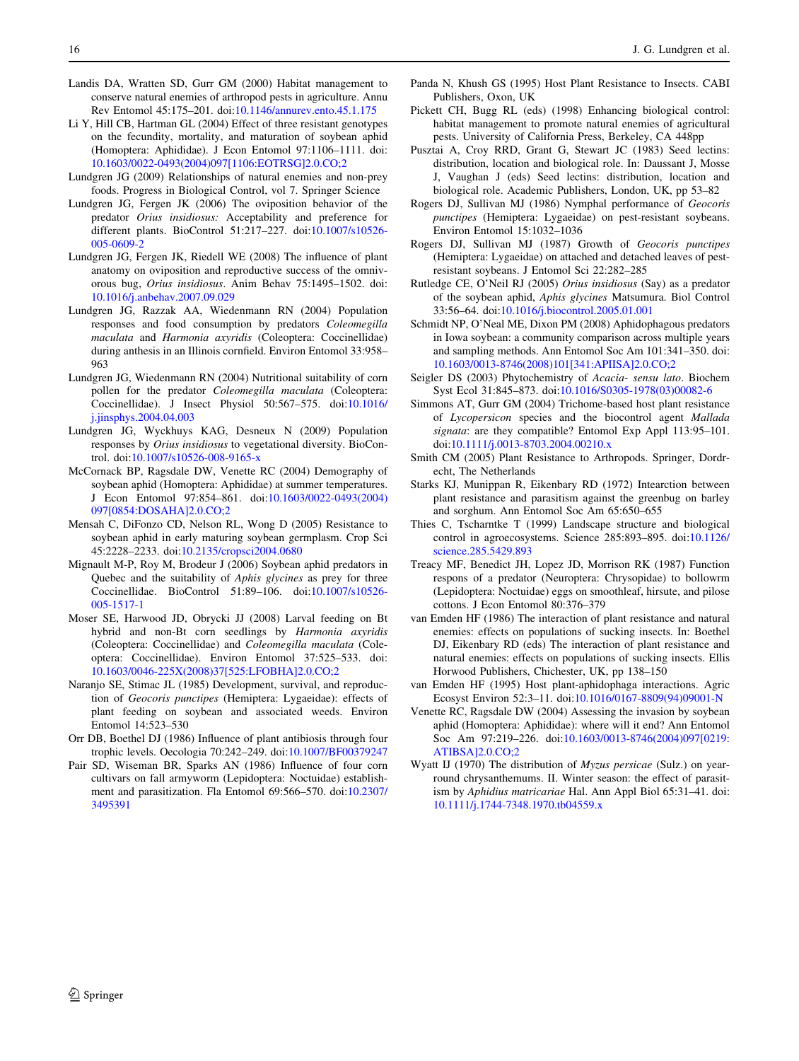Landis DA, Wratten SD, Gurr GM (2000) Habitat management to conserve natural enemies of arthropod pests in agriculture. Annu Rev Entomol 45:175–201. doi:10.1146/annurev.ento.45.1.175

Li Y, Hill CB, Hartman GL (2004) Effect of three resistant genotypes on the fecundity, mortality, and maturation of soybean aphid (Homoptera: Aphididae). J Econ Entomol 97:1106–1111. doi:10.1603/0022-0493(2004)097[1106:EOTRSG]2.0.CO;2

Lundgren JG (2009) Relationships of natural enemies and non-prey foods. Progress in Biological Control, vol 7. Springer Science

Lundgren JG, Fergen JK (2006) The oviposition behavior of the predator *Orius insidiosus:* Acceptability and preference for different plants. BioControl 51:217–227. doi:10.1007/s10526-005-0609-2

Lundgren JG, Fergen JK, Riedell WE (2008) The influence of plant anatomy on oviposition and reproductive success of the omnivorous bug, *Orius insidiosus*. Anim Behav 75:1495–1502. doi:10.1016/j.anbehav.2007.09.029

Lundgren JG, Razzak AA, Wiedenmann RN (2004) Population responses and food consumption by predators *Coleomegilla maculata* and *Harmonia axyridis* (Coleoptera: Coccinellidae) during anthesis in an Illinois cornfield. Environ Entomol 33:958–963

Lundgren JG, Wiedenmann RN (2004) Nutritional suitability of corn pollen for the predator *Coleomegilla maculata* (Coleoptera: Coccinellidae). J Insect Physiol 50:567–575. doi:10.1016/j.jinsphys.2004.04.003

Lundgren JG, Wyckhuys KAG, Desneux N (2009) Population responses by *Orius insidiosus* to vegetational diversity. BioControl. doi:10.1007/s10526-008-9165-x

McCornack BP, Ragsdale DW, Venette RC (2004) Demography of soybean aphid (Homoptera: Aphididae) at summer temperatures. J Econ Entomol 97:854–861. doi:10.1603/0022-0493(2004)097[0854:DOSAHA]2.0.CO;2

Mensah C, DiFonzo CD, Nelson RL, Wong D (2005) Resistance to soybean aphid in early maturing soybean germplasm. Crop Sci 45:2228–2233. doi:10.2135/cropsci2004.0680

Mignault M-P, Roy M, Brodeur J (2006) Soybean aphid predators in Quebec and the suitability of *Aphis glycines* as prey for three Coccinellidae. BioControl 51:89–106. doi:10.1007/s10526-005-1517-1

Moser SE, Harwood JD, Obrycki JJ (2008) Larval feeding on Bt hybrid and non-Bt corn seedlings by *Harmonia axyridis* (Coleoptera: Coccinellidae) and *Coleomegilla maculata* (Coleoptera: Coccinellidae). Environ Entomol 37:525–533. doi:10.1603/0046-225X(2008)37[525:LFOBHA]2.0.CO;2

Naranjo SE, Stimac JL (1985) Development, survival, and reproduction of *Geocoris punctipes* (Hemiptera: Lygaeidae): effects of plant feeding on soybean and associated weeds. Environ Entomol 14:523–530

Orr DB, Boethel DJ (1986) Influence of plant antibiosis through four trophic levels. Oecologia 70:242–249. doi:10.1007/BF00379247

Pair SD, Wiseman BR, Sparks AN (1986) Influence of four corn cultivars on fall armyworm (Lepidoptera: Noctuidae) establishment and parasitization. Fla Entomol 69:566–570. doi:10.2307/3495391

Panda N, Khush GS (1995) Host Plant Resistance to Insects. CABI Publishers, Oxon, UK

Pickett CH, Bugg RL (eds) (1998) Enhancing biological control: habitat management to promote natural enemies of agricultural pests. University of California Press, Berkeley, CA 448pp

Pusztai A, Croy RRD, Grant G, Stewart JC (1983) Seed lectins: distribution, location and biological role. In: Daussant J, Mosse J, Vaughan J (eds) Seed lectins: distribution, location and biological role. Academic Publishers, London, UK, pp 53–82

Rogers DJ, Sullivan MJ (1986) Nymphal performance of *Geocoris punctipes* (Hemiptera: Lygaeidae) on pest-resistant soybeans. Environ Entomol 15:1032–1036

Rogers DJ, Sullivan MJ (1987) Growth of *Geocoris punctipes* (Hemiptera: Lygaeidae) on attached and detached leaves of pest-resistant soybeans. J Entomol Sci 22:282–285

Rutledge CE, O'Neil RJ (2005) *Orius insidiosus* (Say) as a predator of the soybean aphid, *Aphis glycines* Matsumura. Biol Control 33:56–64. doi:10.1016/j.biocontrol.2005.01.001

Schmidt NP, O'Neal ME, Dixon PM (2008) Aphidophagous predators in Iowa soybean: a community comparison across multiple years and sampling methods. Ann Entomol Soc Am 101:341–350. doi:10.1603/0013-8746(2008)101[341:APIISA]2.0.CO;2

Seigler DS (2003) Phytochemistry of *Acacia- sensu lato*. Biochem Syst Ecol 31:845–873. doi:10.1016/S0305-1978(03)00082-6

Simmons AT, Gurr GM (2004) Trichome-based host plant resistance of *Lycopersicon* species and the biocontrol agent *Mallada signata*: are they compatible? Entomol Exp Appl 113:95–101. doi:10.1111/j.0013-8703.2004.00210.x

Smith CM (2005) Plant Resistance to Arthropods. Springer, Dordrecht, The Netherlands

Starks KJ, Munippan R, Eikenbary RD (1972) Intearction between plant resistance and parasitism against the greenbug on barley and sorghum. Ann Entomol Soc Am 65:650–655

Thies C, Tscharntke T (1999) Landscape structure and biological control in agroecosystems. Science 285:893–895. doi:10.1126/science.285.5429.893

Treacy MF, Benedict JH, Lopez JD, Morrison RK (1987) Function respons of a predator (Neuroptera: Chrysopidae) to bollowrm (Lepidoptera: Noctuidae) eggs on smoothleaf, hirsute, and pilose cottons. J Econ Entomol 80:376–379

van Emden HF (1986) The interaction of plant resistance and natural enemies: effects on populations of sucking insects. In: Boethel DJ, Eikenbary RD (eds) The interaction of plant resistance and natural enemies: effects on populations of sucking insects. Ellis Horwood Publishers, Chichester, UK, pp 138–150

van Emden HF (1995) Host plant-aphidophaga interactions. Agric Ecosyst Environ 52:3–11. doi:10.1016/0167-8809(94)09001-N

Venette RC, Ragsdale DW (2004) Assessing the invasion by soybean aphid (Homoptera: Aphididae): where will it end? Ann Entomol Soc Am 97:219–226. doi:10.1603/0013-8746(2004)097[0219:ATIBSA]2.0.CO;2

Wyatt IJ (1970) The distribution of *Myzus persicae* (Sulz.) on year-round chrysanthemums. II. Winter season: the effect of parasitism by *Aphidius matricariae* Hal. Ann Appl Biol 65:31–41. doi:10.1111/j.1744-7348.1970.tb04559.x